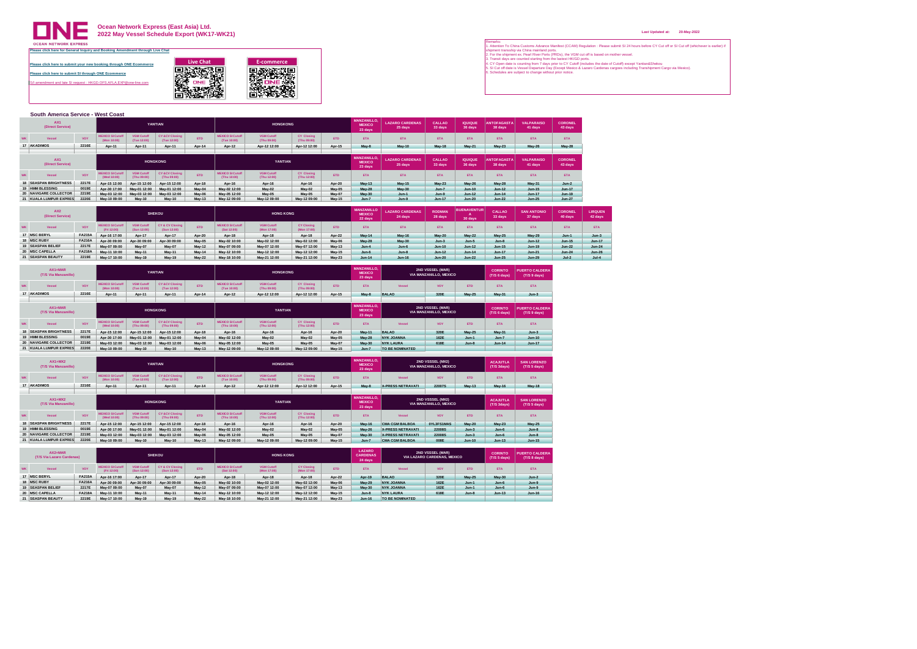# Ocean Network Express (East Asia) Ltd.

## 2022 May Vessel Schedule Export (WK17-WK21)

Last Updated at: 20-May-2022

Please click here for General Inquiry and Booking Amendment through Live Chat

Please click here to submit your new booking through ONE Ecommerce

Please click here to submit SI through ONE Ecommerce

S/I amendment and late SI request : HKGD.OFS.AFLA.EXP@one-line.com

Live Chat

E-commerce

Remarks:
1. Attention To China Customs Advance Manifest (CCAM) Regulation : Please submit SI 24 hours before CY Cut off or SI Cut off (whichever is earlier) if shipment transship via China mainland ports.
2. For the shipment ex. Pearl River Ports (PRDs), the VGM cut off is based on mother vessel.
3. Transit days are counted starting from the fastest HKGD ports.
4. CY Open date is counting from 7 days prior to CY Cutoff (includes the date of Cutoff) except Yantian&Shekou
5. SI Cut off date is Vessel Departure Day (Except Mexico & Lazaro Cardenas cargoes including Transhipment Cargo via Mexico).
6. Schedules are subject to change without prior notice.

### South America Service - West Coast

| AX1 (Direct Service) | | | YANTIAN | | | | HONGKONG | | | | MANZANILLO, MEXICO 23 days | LAZARO CARDENAS 25 days | CALLAO 33 days | IQUIQUE 36 days | ANTOFAGASTA 38 days | VALPARAISO 41 days | CORONEL 43 days |
|---|---|---|---|---|---|---|---|---|---|---|---|---|---|---|---|---|---|
| WK | Vessel | VOY | MEXICO SI Cutoff (Mon 10:00) | VGM Cutoff (Tue 12:00) | CY &CV Closing (Tue 12:00) | ETD | MEXICO SI Cutoff (Tue 10:00) | VGM Cutoff (Thu 09:00) | CY Closing (Thu 09:00) | ETD | ETA | ETA | ETA | ETA | ETA | ETA | ETA |
| 17 | AKADIMOS | 2216E | Apr-11 | Apr-11 | Apr-11 | Apr-14 | Apr-12 | Apr-12 12:00 | Apr-12 12:00 | Apr-15 | May-8 | May-10 | May-18 | May-21 | May-23 | May-26 | May-28 |

| AX1 (Direct Service) | | | HONGKONG | | | | YANTIAN | | | | MANZANILLO, MEXICO 23 days | LAZARO CARDENAS 25 days | CALLAO 33 days | IQUIQUE 36 days | ANTOFAGASTA 38 days | VALPARAISO 41 days | CORONEL 43 days |
|---|---|---|---|---|---|---|---|---|---|---|---|---|---|---|---|---|---|
| WK | Vessel | VOY | MEXICO SI Cutoff (Wed 10:00) | VGM Cutoff (Thu 09:00) | CY &CV Closing (Thu 09:00) | ETD | MEXICO SI Cutoff (Thu 10:00) | VGM Cutoff (Thu 12:00) | CY Closing (Thu 12:00) | ETD | ETA | ETA | ETA | ETA | ETA | ETA | ETA |
| 18 | SEASPAN BRIGHTNESS | 2217E | Apr-15 12:00 | Apr-15 12:00 | Apr-15 12:00 | Apr-18 | Apr-16 | Apr-16 | Apr-16 | Apr-20 | May-13 | May-15 | May-23 | May-26 | May-28 | May-31 | Jun-2 |
| 19 | HMM BLESSING | 0019E | Apr-30 17:00 | May-01 12:00 | May-01 12:00 | May-04 | May-02 12:00 | May-02 | May-02 | May-05 | May-28 | May-30 | Jun-7 | Jun-10 | Jun-12 | Jun-15 | Jun-17 |
| 20 | NAVIGARE COLLECTOR | 2219E | May-03 12:00 | May-03 12:00 | May-03 12:00 | May-06 | May-05 12:00 | May-05 | May-05 | May-07 | May-30 | Jun-1 | Jun-9 | Jun-12 | Jun-14 | Jun-17 | Jun-19 |
| 21 | KUALA LUMPUR EXPRES | 2220E | May-10 09:00 | May-10 | May-10 | May-13 | May-12 09:00 | May-12 09:00 | May-12 09:00 | May-15 | Jun-7 | Jun-9 | Jun-17 | Jun-20 | Jun-22 | Jun-25 | Jun-27 |

| AX2 (Direct Service) | | | SHEKOU | | | | HONG KONG | | | | MANZANILLO MEXICO 22 days | LAZARO CARDENAS 24 days | RODMAN 28 days | BUENAVENTURA 30 days | CALLAO 33 days | SAN ANTONIO 37 days | CORONEL 40 days | LIRQUEN 42 days |
|---|---|---|---|---|---|---|---|---|---|---|---|---|---|---|---|---|---|---|
| WK | Vessel | VOY | MEXICO SI Cutoff (Fri 12:00) | VGM Cutoff (Sun 12:00) | CY & CV Closing (Sun 12:00) | ETD | MEXICO SI Cutoff (Sat 12:00) | VGM Cutoff (Mon 17:00) | CY Closing (Mon 17:00) | ETD | ETA | ETA | ETA | ETA | ETA | ETA | ETA | ETA |
| 17 | MSC BERYL | FA215A | Apr-16 17:00 | Apr-17 | Apr-17 | Apr-20 | Apr-18 | Apr-18 | Apr-18 | Apr-22 | May-14 | May-16 | May-20 | May-22 | May-25 | May-29 | Jun-1 | Jun-3 |
| 18 | MSC RUBY | FA216A | Apr-30 09:00 | Apr-30 09:00 | Apr-30 09:00 | May-05 | May-02 10:00 | May-02 12:00 | May-02 12:00 | May-06 | May-28 | May-30 | Jun-3 | Jun-5 | Jun-8 | Jun-12 | Jun-15 | Jun-17 |
| 19 | SEASPAN BELIEF | 2217E | May-07 09:00 | May-07 | May-07 | May-12 | May-07 09:00 | May-07 12:00 | May-07 12:00 | May-13 | Jun-4 | Jun-6 | Jun-10 | Jun-12 | Jun-15 | Jun-19 | Jun-22 | Jun-24 |
| 20 | MSC CAPELLA | FA218A | May-11 10:00 | May-11 | May-11 | May-14 | May-12 10:00 | May-12 12:00 | May-12 12:00 | May-15 | Jun-6 | Jun-8 | Jun-12 | Jun-14 | Jun-17 | Jun-21 | Jun-24 | Jun-26 |
| 21 | SEASPAN BEAUTY | 2219E | May-17 10:00 | May-19 | May-19 | May-22 | May-18 10:00 | May-21 12:00 | May-21 12:00 | May-23 | Jun-14 | Jun-16 | Jun-20 | Jun-22 | Jun-25 | Jun-29 | Jul-2 | Jul-4 |

| AX1+MAR (T/S Via Manzanillo) | | | YANTIAN | | | | HONGKONG | | | | MANZANILLO, MEXICO 23 days | 2ND VSSSEL (MAR) VIA MANZANILLO, MEXICO | | | CORINTO (T/S 6 days) | PUERTO CALDERA (T/S 9 days) |
|---|---|---|---|---|---|---|---|---|---|---|---|---|---|---|---|---|
| WK | Vessel | VOY | MEXICO SI Cutoff (Mon 10:00) | VGM Cutoff (Tue 12:00) | CY &CV Closing (Tue 12:00) | ETD | MEXICO SI Cutoff (Tue 10:00) | VGM Cutoff (Thu 09:00) | CY Closing (Thu 09:00) | ETD | ETA | Vessel | VOY | ETD | ETA | ETA |
| 17 | AKADIMOS | 2216E | Apr-11 | Apr-11 | Apr-11 | Apr-14 | Apr-12 | Apr-12 12:00 | Apr-12 12:00 | Apr-15 | May-8 | BALAO | 320E | May-25 | May-31 | Jun-3 |

| AX1+MAR (T/S Via Manzanillo) | | | HONGKONG | | | | YANTIAN | | | | MANZANILLO, MEXICO 23 days | 2ND VSSSEL (MAR) VIA MANZANILLO, MEXICO | | | CORINTO (T/S 6 days) | PUERTO CALDERA (T/S 9 days) |
|---|---|---|---|---|---|---|---|---|---|---|---|---|---|---|---|---|
| WK | Vessel | VOY | MEXICO SI Cutoff (Wed 10:00) | VGM Cutoff (Thu 09:00) | CY &CV Closing (Thu 09:00) | ETD | MEXICO SI Cutoff (Thu 10:00) | VGM Cutoff (Thu 12:00) | CY Closing (Thu 12:00) | ETD | ETA | Vessel | VOY | ETD | ETA | ETA |
| 18 | SEASPAN BRIGHTNESS | 2217E | Apr-15 12:00 | Apr-15 12:00 | Apr-15 12:00 | Apr-18 | Apr-16 | Apr-16 | Apr-16 | Apr-20 | May-11 | BALAO | 320E | May-25 | May-31 | Jun-3 |
| 19 | HMM BLESSING | 0019E | Apr-30 17:00 | May-01 12:00 | May-01 12:00 | May-04 | May-02 12:00 | May-02 | May-02 | May-05 | May-28 | NYK JOANNA | 162E | Jun-1 | Jun-7 | Jun-10 |
| 20 | NAVIGARE COLLECTOR | 2219E | May-03 12:00 | May-03 12:00 | May-03 12:00 | May-06 | May-05 12:00 | May-05 | May-05 | May-07 | May-30 | NYK LAURA | 618E | Jun-8 | Jun-14 | Jun-17 |
| 21 | KUALA LUMPUR EXPRES | 2220E | May-10 09:00 | May-10 | May-10 | May-13 | May-12 09:00 | May-12 09:00 | May-12 09:00 | May-15 | Jun-7 | TO BE NOMINATED | | | | |

| AX1+MX2 (T/S Via Manzanillo) | | | YANTIAN | | | | HONGKONG | | | | MANZANILLO, MEXICO 23 days | 2ND VSSSEL (MX2) VIA MANZANILLO, MEXICO | | | ACAJUTLA (T/S 3days) | SAN LORENZO (T/S 5 days) |
|---|---|---|---|---|---|---|---|---|---|---|---|---|---|---|---|---|
| WK | Vessel | VOY | MEXICO SI Cutoff (Mon 10:00) | VGM Cutoff (Tue 12:00) | CY &CV Closing (Tue 12:00) | ETD | MEXICO SI Cutoff (Tue 10:00) | VGM Cutoff (Thu 09:00) | CY Closing (Thu 09:00) | ETD | ETA | Vessel | VOY | ETD | ETA | ETA |
| 17 | AKADIMOS | 2216E | Apr-11 | Apr-11 | Apr-11 | Apr-14 | Apr-12 | Apr-12 12:00 | Apr-12 12:00 | Apr-15 | May-8 | X-PRESS NETRAVATI | 22007S | May-13 | May-16 | May-18 |

| AX1+MX2 (T/S Via Manzanillo) | | | HONGKONG | | | | YANTIAN | | | | MANZANILLO, MEXICO 23 days | 2ND VSSSEL (MX2) VIA MANZANILLO, MEXICO | | | ACAJUTLA (T/S 3days) | SAN LORENZO (T/S 5 days) |
|---|---|---|---|---|---|---|---|---|---|---|---|---|---|---|---|---|
| WK | Vessel | VOY | MEXICO SI Cutoff (Wed 10:00) | VGM Cutoff (Thu 09:00) | CY &CV Closing (Thu 09:00) | ETD | MEXICO SI Cutoff (Thu 10:00) | VGM Cutoff (Thu 12:00) | CY Closing (Thu 12:00) | ETD | ETA | Vessel | VOY | ETD | ETA | ETA |
| 18 | SEASPAN BRIGHTNESS | 2217E | Apr-15 12:00 | Apr-15 12:00 | Apr-15 12:00 | Apr-18 | Apr-16 | Apr-16 | Apr-16 | Apr-20 | May-16 | CMA CGM BALBOA | 0YL3FS1MAS | May-20 | May-23 | May-25 |
| 19 | HMM BLESSING | 0019E | Apr-30 17:00 | May-01 12:00 | May-01 12:00 | May-04 | May-02 12:00 | May-02 | May-02 | May-05 | May-26 | X-PRESS NETRAVATI | 22008S | Jun-3 | Jun-6 | Jun-8 |
| 20 | NAVIGARE COLLECTOR | 2219E | May-03 12:00 | May-03 12:00 | May-03 12:00 | May-06 | May-05 12:00 | May-05 | May-05 | May-07 | May-30 | X-PRESS NETRAVATI | 22008S | Jun-3 | Jun-6 | Jun-8 |
| 21 | KUALA LUMPUR EXPRES | 2220E | May-10 09:00 | May-10 | May-10 | May-13 | May-12 09:00 | May-12 09:00 | May-12 09:00 | May-15 | Jun-7 | CMA CGM BALBOA | 008E | Jun-10 | Jun-13 | Jun-15 |

| AX2+MAR (T/S Via Lazaro Cardenas) | | | SHEKOU | | | | HONG KONG | | | | LAZARO CARDENAS 24 days | 2ND VSSSEL (MAR) VIA LAZARO CARDENAS, MEXICO | | | CORINTO (T/S 5 days) | PUERTO CALDERA (T/S 8 days) |
|---|---|---|---|---|---|---|---|---|---|---|---|---|---|---|---|---|
| WK | Vessel | VOY | MEXICO SI Cutoff (Fri 12:00) | VGM Cutoff (Sun 12:00) | CY & CV Closing (Sun 12:00) | ETD | MEXICO SI Cutoff (Sat 12:00) | VGM Cutoff (Mon 17:00) | CY Closing (Mon 17:00) | ETD | ETA | Vessel | VOY | ETD | ETA | ETA |
| 17 | MSC BERYL | FA215A | Apr-16 17:00 | Apr-17 | Apr-17 | Apr-20 | Apr-18 | Apr-18 | Apr-18 | Apr-22 | Apr-19 | BALAO | 320E | May-25 | May-30 | Jun-2 |
| 18 | MSC RUBY | FA216A | Apr-30 09:00 | Apr-30 09:00 | Apr-30 09:00 | May-05 | May-02 10:00 | May-02 12:00 | May-02 12:00 | May-06 | May-29 | NYK JOANNA | 162E | Jun-1 | Jun-6 | Jun-9 |
| 19 | SEASPAN BELIEF | 2217E | May-07 09:00 | May-07 | May-07 | May-12 | May-07 09:00 | May-07 12:00 | May-07 12:00 | May-13 | May-30 | NYK JOANNA | 162E | Jun-1 | Jun-6 | Jun-9 |
| 20 | MSC CAPELLA | FA218A | May-11 10:00 | May-11 | May-11 | May-14 | May-12 10:00 | May-12 12:00 | May-12 12:00 | May-15 | Jun-8 | NYK LAURA | 618E | Jun-8 | Jun-13 | Jun-16 |
| 21 | SEASPAN BEAUTY | 2219E | May-17 10:00 | May-19 | May-19 | May-22 | May-18 10:00 | May-21 12:00 | May-21 12:00 | May-23 | Jun-16 | TO BE NOMINATED | | | | |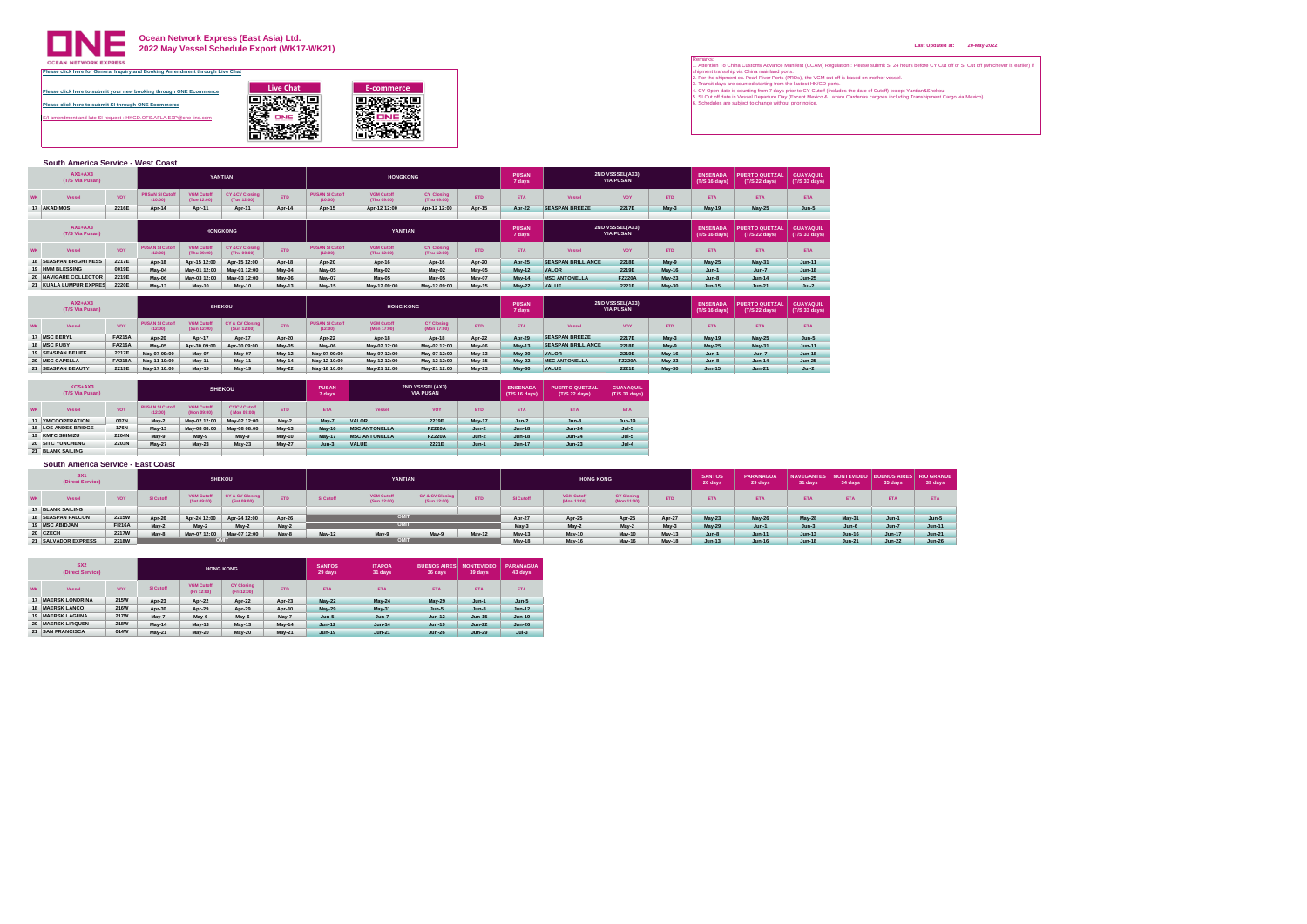# Ocean Network Express (East Asia) Ltd.

## 2022 May Vessel Schedule Export (WK17-WK21)

Last Updated at: 20-May-2022

Please click here for General Inquiry and Booking Amendment through Live Chat

Please click here to submit your new booking through ONE Ecommerce

Please click here to submit SI through ONE Ecommerce

SI amendment and late SI request : HKGD.OFS.AFLA.EXP@one-line.com

Live Chat

E-commerce

Remarks:

1. Attention To China Customs Advance Manifest (CCAM) Regulation : Please submit SI 24 hours before CY Cut off or SI Cut off (whichever is earlier) if shipment tranship via China mainland ports.
2. For the shipment ex. Pearl River Ports (PRDs), the VGM cut off is based on mother vessel.
3. Transit days are counted starting from the lastest HKGD ports.
4. CY Open date is counting from 7 days prior to CY Cutoff (includes the date of Cutoff) except Yantian&Shekou
5. SI Cut off date is Vessel Departure Day (Except Mexico & Lazaro Cardenas cargoes including Transhipment Cargo via Mexico).
6. Schedules are subject to change without prior notice.

### South America Service - West Coast

| AX1+AX3 (T/S Via Pusan) | | | YANTIAN | | | | HONGKONG | | | | PUSAN 7 days | 2ND VSSSEL(AX3) VIA PUSAN | | | ENSENADA (T/S 16 days) | PUERTO QUETZAL (T/S 22 days) | GUAYAQUIL (T/S 33 days) |
|---|---|---|---|---|---|---|---|---|---|---|---|---|---|---|---|---|---|
| WK | Vessel | VOY | PUSAN SI Cutoff (10:00) | VGM Cutoff (Tue 12:00) | CY &CY Closing (Tue 12:00) | ETD | PUSAN SI Cutoff (10:00) | VGM Cutoff (Thu 09:00) | CY Closing (Thu 09:00) | ETD | ETA | Vessel | VOY | ETD | ETA | ETA | ETA |
| 17 | AKADIMOS | 2216E | Apr-14 | Apr-11 | Apr-11 | Apr-14 | Apr-15 | Apr-12 12:00 | Apr-12 12:00 | Apr-15 | Apr-22 | SEASPAN BREEZE | 2217E | May-3 | May-19 | May-25 | Jun-5 |

| AX1+AX3 (T/S Via Pusan) | | | HONGKONG | | | | YANTIAN | | | | PUSAN 7 days | 2ND VSSSEL(AX3) VIA PUSAN | | | ENSENADA (T/S 16 days) | PUERTO QUETZAL (T/S 22 days) | GUAYAQUIL (T/S 33 days) |
|---|---|---|---|---|---|---|---|---|---|---|---|---|---|---|---|---|---|
| WK | Vessel | VOY | PUSAN SI Cutoff (12:00) | VGM Cutoff (Thu 09:00) | CY &CY Closing (Thu 09:00) | ETD | PUSAN SI Cutoff (12:00) | VGM Cutoff (Thu 12:00) | CY Closing (Thu 12:00) | ETD | ETA | Vessel | VOY | ETD | ETA | ETA | ETA |
| 18 | SEASPAN BRIGHTNESS | 2217E | Apr-18 | Apr-15 12:00 | Apr-15 12:00 | Apr-18 | Apr-20 | Apr-16 | Apr-16 | Apr-20 | Apr-25 | SEASPAN BRILLIANCE | 2218E | May-9 | May-25 | May-31 | Jun-11 |
| 19 | HMM BLESSING | 0019E | May-04 | May-01 12:00 | May-01 12:00 | May-04 | May-05 | May-02 | May-02 | May-05 | May-12 | VALOR | 2219E | May-16 | Jun-1 | Jun-7 | Jun-18 |
| 20 | NAVIGARE COLLECTOR | 2219E | May-06 | May-03 12:00 | May-03 12:00 | May-06 | May-07 | May-05 | May-05 | May-07 | May-14 | MSC ANTONELLA | FZ220A | May-23 | Jun-8 | Jun-14 | Jun-25 |
| 21 | KUALA LUMPUR EXPRES | 2220E | May-13 | May-10 | May-10 | May-13 | May-15 | May-12 09:00 | May-12 09:00 | May-15 | May-22 | VALUE | 2221E | May-30 | Jun-15 | Jun-21 | Jul-2 |

| AX2+AX3 (T/S Via Pusan) | | | SHEKOU | | | | HONG KONG | | | | PUSAN 7 days | 2ND VSSSEL(AX3) VIA PUSAN | | | ENSENADA (T/S 16 days) | PUERTO QUETZAL (T/S 22 days) | GUAYAQUIL (T/S 33 days) |
|---|---|---|---|---|---|---|---|---|---|---|---|---|---|---|---|---|---|
| WK | Vessel | VOY | PUSAN SI Cutoff (12:00) | VGM Cutoff (Sun 12:00) | CY & CY Closing (Sun 12:00) | ETD | PUSAN SI Cutoff (12:00) | VGM Cutoff (Mon 17:00) | CY Closing (Mon 17:00) | ETD | ETA | Vessel | VOY | ETD | ETA | ETA | ETA |
| 17 | MSC BERYL | FA215A | Apr-20 | Apr-17 | Apr-17 | Apr-20 | Apr-22 | Apr-18 | Apr-18 | Apr-22 | Apr-29 | SEASPAN BREEZE | 2217E | May-3 | May-19 | May-25 | Jun-5 |
| 18 | MSC RUBY | FA216A | May-05 | Apr-30 09:00 | Apr-30 09:00 | May-05 | May-06 | May-02 12:00 | May-02 12:00 | May-06 | May-13 | SEASPAN BRILLIANCE | 2218E | May-9 | May-25 | May-31 | Jun-11 |
| 19 | SEASPAN BELIEF | 2217E | May-07 09:00 | May-07 | May-07 | May-12 | May-07 09:00 | May-07 12:00 | May-07 12:00 | May-13 | May-20 | VALOR | 2219E | May-16 | Jun-1 | Jun-7 | Jun-18 |
| 20 | MSC CAPELLA | FA218A | May-11 10:00 | May-11 | May-11 | May-14 | May-12 10:00 | May-12 12:00 | May-12 12:00 | May-15 | May-22 | MSC ANTONELLA | FZ220A | May-23 | Jun-8 | Jun-14 | Jun-25 |
| 21 | SEASPAN BEAUTY | 2219E | May-17 10:00 | May-19 | May-19 | May-22 | May-18 10:00 | May-21 12:00 | May-21 12:00 | May-23 | May-30 | VALUE | 2221E | May-30 | Jun-15 | Jun-21 | Jul-2 |

| KCS+AX3 (T/S Via Pusan) | | | SHEKOU | | | | PUSAN 7 days | 2ND VSSSEL(AX3) VIA PUSAN | | | ENSENADA (T/S 16 days) | PUERTO QUETZAL (T/S 22 days) | GUAYAQUIL (T/S 33 days) |
|---|---|---|---|---|---|---|---|---|---|---|---|---|---|
| WK | Vessel | VOY | PUSAN SI Cutoff (12:00) | VGM Cutoff (Mon 09:00) | CY/CY Cutoff (Mon 09:00) | ETD | ETA | Vessel | VOY | ETD | ETA | ETA | ETA |
| 17 | YM COOPERATION | 007N | May-2 | May-02 12:00 | May-02 12:00 | May-2 | May-7 | VALOR | 2219E | May-17 | Jun-2 | Jun-8 | Jun-19 |
| 18 | LOS ANDES BRIDGE | 176N | May-13 | May-08 08:00 | May-08 08:00 | May-13 | May-16 | MSC ANTONELLA | FZ220A | Jun-2 | Jun-18 | Jun-24 | Jul-5 |
| 19 | KMTC SHIMIZU | 2204N | May-9 | May-9 | May-9 | May-10 | May-17 | MSC ANTONELLA | FZ220A | Jun-2 | Jun-18 | Jun-24 | Jul-5 |
| 20 | SITC YUNCHENG | 2203N | May-27 | May-23 | May-23 | May-27 | Jun-3 | VALUE | 2221E | Jun-1 | Jun-17 | Jun-23 | Jul-4 |
| 21 | BLANK SAILING | | | | | | | | | | | | |

### South America Service - East Coast

| SX1 (Direct Service) | | | SHEKOU | | | | YANTIAN | | | | HONG KONG | | | | SANTOS 26 days | PARANAGUA 29 days | NAVEGANTES 31 days | MONTEVIDEO 34 days | BUENOS AIRES 35 days | RIO GRANDE 39 days |
|---|---|---|---|---|---|---|---|---|---|---|---|---|---|---|---|---|---|---|---|---|
| WK | Vessel | VOY | SI Cutoff | VGM Cutoff (Sat 09:00) | CY & CY Closing (Sat 09:00) | ETD | SI Cutoff | VGM Cutoff (Sun 12:00) | CY & CY Closing (Sun 12:00) | ETD | SI Cutoff | VGM Cutoff (Mon 11:00) | CY Closing (Mon 11:00) | ETD | ETA | ETA | ETA | ETA | ETA | ETA |
| 17 | BLANK SAILING | | | | | | | | | | | | | | | | | | | |
| 18 | SEASPAN FALCON | 2215W | Apr-26 | Apr-24 12:00 | Apr-24 12:00 | Apr-26 | OMIT | | | | Apr-27 | Apr-25 | Apr-25 | Apr-27 | May-23 | May-26 | May-28 | May-31 | Jun-1 | Jun-5 |
| 19 | MSC ABIDJAN | FI216A | May-2 | May-2 | May-2 | May-2 | OMIT | | | | May-3 | May-2 | May-2 | May-3 | May-29 | Jun-1 | Jun-3 | Jun-6 | Jun-7 | Jun-11 |
| 20 | CZECH | 2217W | May-8 | May-07 12:00 | May-07 12:00 | May-8 | May-12 | May-9 | May-9 | May-12 | May-13 | May-10 | May-10 | May-13 | Jun-8 | Jun-11 | Jun-13 | Jun-16 | Jun-17 | Jun-21 |
| 21 | SALVADOR EXPRESS | 2218W | OMIT | | | | OMIT | | | | May-18 | May-16 | May-16 | May-18 | Jun-13 | Jun-16 | Jun-18 | Jun-21 | Jun-22 | Jun-26 |

| SX2 (Direct Service) | | | HONG KONG | | | | SANTOS 29 days | ITAPOA 31 days | BUENOS AIRES 36 days | MONTEVIDEO 39 days | PARANAGUA 43 days |
|---|---|---|---|---|---|---|---|---|---|---|---|
| WK | Vessel | VOY | SI Cutoff | VGM Cutoff (Fri 12:00) | CY Closing (Fri 12:00) | ETD | ETA | ETA | ETA | ETA | ETA |
| 17 | MAERSK LONDRINA | 215W | Apr-23 | Apr-22 | Apr-22 | Apr-23 | May-22 | May-24 | May-29 | Jun-1 | Jun-5 |
| 18 | MAERSK LANCO | 216W | Apr-30 | Apr-29 | Apr-29 | Apr-30 | May-29 | May-31 | Jun-5 | Jun-8 | Jun-12 |
| 19 | MAERSK LAGUNA | 217W | May-7 | May-6 | May-6 | May-7 | Jun-5 | Jun-7 | Jun-12 | Jun-15 | Jun-19 |
| 20 | MAERSK LIRQUEN | 218W | May-14 | May-13 | May-13 | May-14 | Jun-12 | Jun-14 | Jun-19 | Jun-22 | Jun-26 |
| 21 | SAN FRANCISCA | 014W | May-21 | May-20 | May-20 | May-21 | Jun-19 | Jun-21 | Jun-26 | Jun-29 | Jul-3 |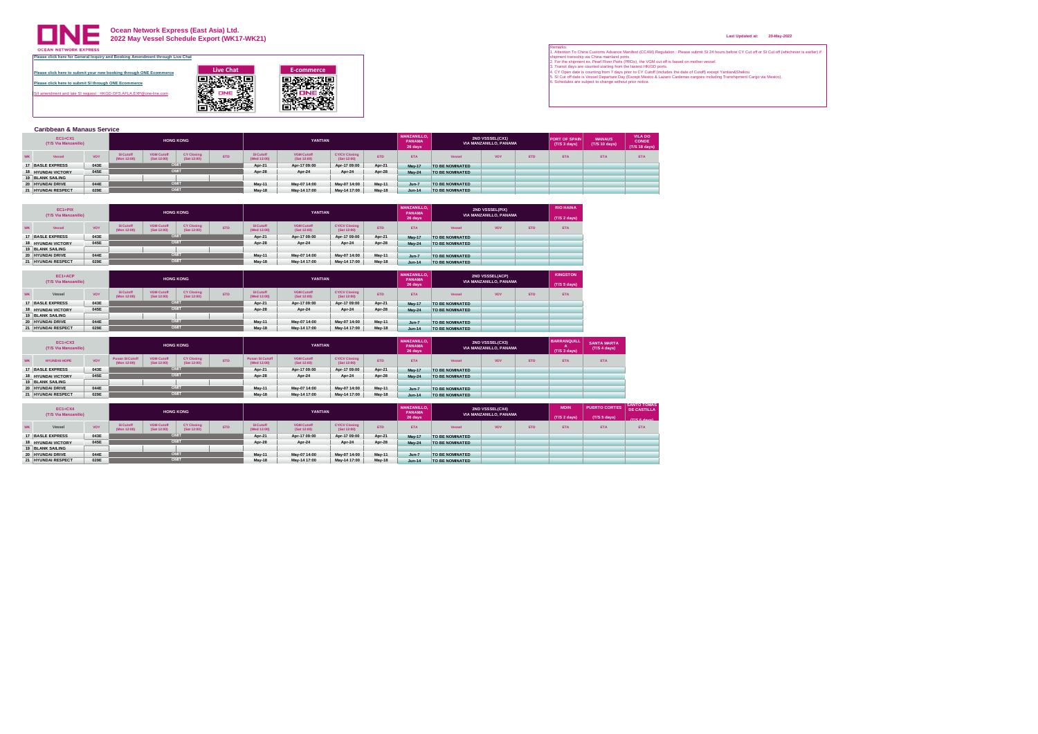# Ocean Network Express (East Asia) Ltd.
## 2022 May Vessel Schedule Export (WK17-WK21)

OCEAN NETWORK EXPRESS

Please click here for General Inquiry and Booking Amendment through Live Chat

Please click here to submit your new booking through ONE Ecommerce

Please click here to submit SI through ONE Ecommerce

S/I amendment and late SI request : HKGD.OFS.AFLA.EXP@one-line.com

Live Chat

E-commerce

Last Updated at: 20-May-2022

Remarks:
1. Attention To China Customs Advance Manifest (CCAM) Regulation : Please submit SI 24 hours before CY Cut off or SI Cut off (whichever is earlier) if shipment tranship via China mainland ports.
2. For the shipment ex. Pearl River Ports (PRDs), the VGM cut off is based on mother vessel.
3. Transit days are counted starting from the lastest HKGD ports.
4. CY Open date is counting from 7 days prior to CY Cutoff (includes the date of Cutoff) except Yantian&Shekou
5. SI Cut off date is Vessel Departure Day (Except Mexico & Lazaro Cardenas cargoes including Transhipment Cargo via Mexico).
6. Schedules are subject to change without prior notice.

### Caribbean & Manaus Service

| EC1+CX1 (T/S Via Manzanillo) | | | HONG KONG | | | | YANTIAN | | | | MANZANILLO, PANAMA 26 days | 2ND VSSSEL(CX1) VIA MANZANILLO, PANAMA | | | PORT OF SPAIN (T/S 3 days) | MANAUS (T/S 10 days) | VILA DO CONDE (T/S 18 days) |
|---|---|---|---|---|---|---|---|---|---|---|---|---|---|---|---|---|---|
| WK | Vessel | VOY | SI Cutoff (Mon 12:00) | VGM Cutoff (Sat 12:00) | CY Closing (Sat 12:00) | ETD | SI Cutoff (Wed 12:00) | VGM Cutoff (Sat 12:00) | CY/CV Closing (Sat 12:00) | ETD | ETA | Vessel | VOY | ETD | ETA | ETA | ETA |
| 17 | BASLE EXPRESS | 043E | OMIT | | | | Apr-21 | Apr-17 09:00 | Apr-17 09:00 | Apr-21 | May-17 | TO BE NOMINATED | | | | | |
| 18 | HYUNDAI VICTORY | 045E | OMIT | | | | Apr-28 | Apr-24 | Apr-24 | Apr-28 | May-24 | TO BE NOMINATED | | | | | |
| 19 | BLANK SAILING | | | | | | | | | | | | | | | | |
| 20 | HYUNDAI DRIVE | 044E | OMIT | | | | May-11 | May-07 14:00 | May-07 14:00 | May-11 | Jun-7 | TO BE NOMINATED | | | | | |
| 21 | HYUNDAI RESPECT | 029E | OMIT | | | | May-18 | May-14 17:00 | May-14 17:00 | May-18 | Jun-14 | TO BE NOMINATED | | | | | |

| EC1+PIX (T/S Via Manzanillo) | | | HONG KONG | | | | YANTIAN | | | | MANZANILLO, PANAMA 26 days | 2ND VSSSEL(PIX) VIA MANZANILLO, PANAMA | | | RIO HAINA (T/S 2 days) |
|---|---|---|---|---|---|---|---|---|---|---|---|---|---|---|---|
| WK | Vessel | VOY | SI Cutoff (Mon 12:00) | VGM Cutoff (Sat 12:00) | CY Closing (Sat 12:00) | ETD | SI Cutoff (Wed 12:00) | VGM Cutoff (Sat 12:00) | CY/CV Closing (Sat 12:00) | ETD | ETA | Vessel | VOY | ETD | ETA |
| 17 | BASLE EXPRESS | 043E | OMIT | | | | Apr-21 | Apr-17 09:00 | Apr-17 09:00 | Apr-21 | May-17 | TO BE NOMINATED | | | |
| 18 | HYUNDAI VICTORY | 045E | OMIT | | | | Apr-28 | Apr-24 | Apr-24 | Apr-28 | May-24 | TO BE NOMINATED | | | |
| 19 | BLANK SAILING | | | | | | | | | | | | | | |
| 20 | HYUNDAI DRIVE | 044E | OMIT | | | | May-11 | May-07 14:00 | May-07 14:00 | May-11 | Jun-7 | TO BE NOMINATED | | | |
| 21 | HYUNDAI RESPECT | 029E | OMIT | | | | May-18 | May-14 17:00 | May-14 17:00 | May-18 | Jun-14 | TO BE NOMINATED | | | |

| EC1+ACP (T/S Via Manzanillo) | | | HONG KONG | | | | YANTIAN | | | | MANZANILLO, PANAMA 26 days | 2ND VSSSEL(ACP) VIA MANZANILLO, PANAMA | | | KINGSTON (T/S 5 days) |
|---|---|---|---|---|---|---|---|---|---|---|---|---|---|---|---|
| WK | Vessel | VOY | SI Cutoff (Mon 12:00) | VGM Cutoff (Sat 12:00) | CY Closing (Sat 12:00) | ETD | SI Cutoff (Wed 12:00) | VGM Cutoff (Sat 12:00) | CY/CV Closing (Sat 12:00) | ETD | ETA | Vessel | VOY | ETD | ETA |
| 17 | BASLE EXPRESS | 043E | OMIT | | | | Apr-21 | Apr-17 09:00 | Apr-17 09:00 | Apr-21 | May-17 | TO BE NOMINATED | | | |
| 18 | HYUNDAI VICTORY | 045E | OMIT | | | | Apr-28 | Apr-24 | Apr-24 | Apr-28 | May-24 | TO BE NOMINATED | | | |
| 19 | BLANK SAILING | | | | | | | | | | | | | | |
| 20 | HYUNDAI DRIVE | 044E | OMIT | | | | May-11 | May-07 14:00 | May-07 14:00 | May-11 | Jun-7 | TO BE NOMINATED | | | |
| 21 | HYUNDAI RESPECT | 029E | OMIT | | | | May-18 | May-14 17:00 | May-14 17:00 | May-18 | Jun-14 | TO BE NOMINATED | | | |

| EC1+CX3 (T/S Via Manzanillo) | | | HONG KONG | | | | YANTIAN | | | | MANZANILLO, PANAMA 26 days | 2ND VSSSEL(CX3) VIA MANZANILLO, PANAMA | | | BARRANQUILLA (T/S 3 days) | SANTA MARTA (T/S 4 days) |
|---|---|---|---|---|---|---|---|---|---|---|---|---|---|---|---|---|
| WK | HYUNDAI HOPE | VOY | Pusan SI Cutoff (Mon 12:00) | VGM Cutoff (Sat 12:00) | CY Closing (Sat 12:00) | ETD | Pusan SI Cutoff (Wed 12:00) | VGM Cutoff (Sat 12:00) | CY/CV Closing (Sat 12:00) | ETD | ETA | Vessel | VOY | ETD | ETA | ETA |
| 17 | BASLE EXPRESS | 043E | OMIT | | | | Apr-21 | Apr-17 09:00 | Apr-17 09:00 | Apr-21 | May-17 | TO BE NOMINATED | | | | |
| 18 | HYUNDAI VICTORY | 045E | OMIT | | | | Apr-28 | Apr-24 | Apr-24 | Apr-28 | May-24 | TO BE NOMINATED | | | | |
| 19 | BLANK SAILING | | | | | | | | | | | | | | | |
| 20 | HYUNDAI DRIVE | 044E | OMIT | | | | May-11 | May-07 14:00 | May-07 14:00 | May-11 | Jun-7 | TO BE NOMINATED | | | | |
| 21 | HYUNDAI RESPECT | 029E | OMIT | | | | May-18 | May-14 17:00 | May-14 17:00 | May-18 | Jun-14 | TO BE NOMINATED | | | | |

| EC1+CX4 (T/S Via Manzanillo) | | | HONG KONG | | | | YANTIAN | | | | MANZANILLO, PANAMA 26 days | 2ND VSSSEL(CX4) VIA MANZANILLO, PANAMA | | | MOIN (T/S 2 days) | PUERTO CORTES (T/S 5 days) | SANTO TOMAS DE CASTILLA (T/S 6 days) |
|---|---|---|---|---|---|---|---|---|---|---|---|---|---|---|---|---|---|
| WK | Vessel | VOY | SI Cutoff (Mon 12:00) | VGM Cutoff (Sat 12:00) | CY Closing (Sat 12:00) | ETD | SI Cutoff (Wed 12:00) | VGM Cutoff (Sat 12:00) | CY/CV Closing (Sat 12:00) | ETD | ETA | Vessel | VOY | ETD | ETA | ETA | ETA |
| 17 | BASLE EXPRESS | 043E | OMIT | | | | Apr-21 | Apr-17 09:00 | Apr-17 09:00 | Apr-21 | May-17 | TO BE NOMINATED | | | | | |
| 18 | HYUNDAI VICTORY | 045E | OMIT | | | | Apr-28 | Apr-24 | Apr-24 | Apr-28 | May-24 | TO BE NOMINATED | | | | | |
| 19 | BLANK SAILING | | | | | | | | | | | | | | | | |
| 20 | HYUNDAI DRIVE | 044E | OMIT | | | | May-11 | May-07 14:00 | May-07 14:00 | May-11 | Jun-7 | TO BE NOMINATED | | | | | |
| 21 | HYUNDAI RESPECT | 029E | OMIT | | | | May-18 | May-14 17:00 | May-14 17:00 | May-18 | Jun-14 | TO BE NOMINATED | | | | | |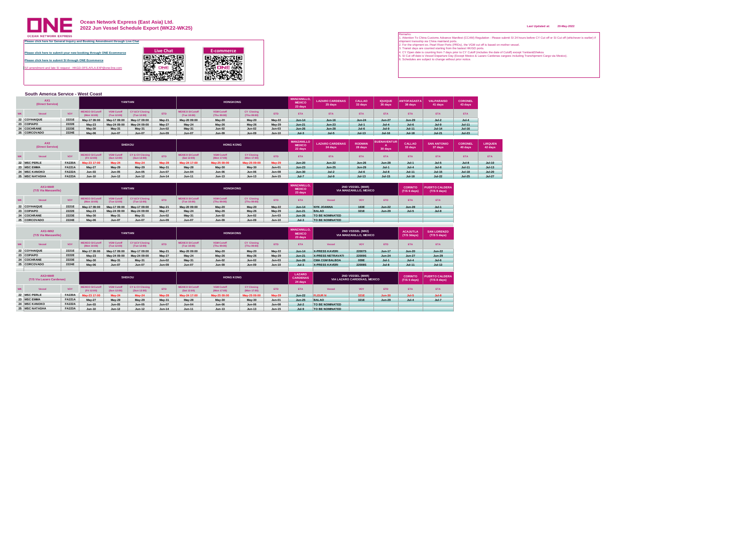# Ocean Network Express (East Asia) Ltd.
## 2022 Jun Vessel Schedule Export (WK22-WK25)

Last Updated at: 20-May-2022

Please click here for General Inquiry and Booking Amendment through Live Chat

Please click here to submit your new booking through ONE Ecommerce

Please click here to submit SI through ONE Ecommerce

SI amendment and late SI request : HKGD.OFS.AFLA.EXP@one-line.com

Live Chat

E-commerce

Remarks:
1. Attention To China Customs Advance Manifest (CCAM) Regulation : Please submit SI 24 hours before CY Cut off or SI Cut off (whichever is earlier) if shipment transship via China mainland ports.
2. For the shipment ex. Pearl River Ports (PRDs), the VGM cut off is based on mother vessel.
3. Transit days are counted starting from the lastest HKGD ports.
4. CY Open date is counting from 7 days prior to CY Cutoff (includes the date of Cutoff) except Yantian&Shekou
5. SI Cut off date is Vessel Departure Day (Except Mexico & Lazaro Cardenas cargoes including Transhipment Cargo via Mexico).
6. Schedules are subject to change without prior notice.

### South America Service - West Coast

| AX1 (Direct Service) | | | YANTIAN | | | | HONGKONG | | | | MANZANILLO, MEXICO 23 days | LAZARO CARDENAS 25 days | CALLAO 33 days | IQUIQUE 36 days | ANTOFAGASTA 38 days | VALPARAISO 41 days | CORONEL 43 days |
|---|---|---|---|---|---|---|---|---|---|---|---|---|---|---|---|---|---|
| WK | Vessel | VOY | MEXICO SI Cutoff (Mon 10:00) | VGM Cutoff (Tue 12:00) | CY &CV Closing (Tue 12:00) | ETD | MEXICO SI Cutoff (Tue 10:00) | VGM Cutoff (Thu 09:00) | CY Closing (Thu 09:00) | ETD | ETA | ETA | ETA | ETA | ETA | ETA | ETA |
| 22 | COYHAIQUE | 2221E | May-17 09:00 | May-17 09:00 | May-17 09:00 | May-21 | May-20 09:00 | May-20 | May-20 | May-22 | Jun-14 | Jun-16 | Jun-24 | Jun-27 | Jun-29 | Jul-2 | Jul-4 |
| 23 | COPIAPO | 2222E | May-23 | May-24 09:00 | May-24 09:00 | May-27 | May-24 | May-26 | May-26 | May-29 | Jun-21 | Jun-23 | Jul-1 | Jul-4 | Jul-6 | Jul-9 | Jul-11 |
| 24 | COCHRANE | 2223E | May-30 | May-31 | May-31 | Jun-02 | May-31 | Jun-02 | Jun-02 | Jun-03 | Jun-26 | Jun-28 | Jul-6 | Jul-9 | Jul-11 | Jul-14 | Jul-16 |
| 25 | CORCOVADO | 2224E | May-06 | Jun-07 | Jun-07 | Jun-09 | Jun-07 | Jun-09 | Jun-09 | Jun-10 | Jul-3 | Jul-5 | Jul-13 | Jul-16 | Jul-18 | Jul-21 | Jul-23 |

| AX2 (Direct Service) | | | SHEKOU | | | | HONG KONG | | | | MANZANILLO MEXICO 22 days | LAZARO CARDENAS 24 days | RODMAN 28 days | BUENAVENTURA 30 days | CALLAO 33 days | SAN ANTONIO 37 days | CORONEL 40 days | LIRQUEN 42 days |
|---|---|---|---|---|---|---|---|---|---|---|---|---|---|---|---|---|---|---|
| WK | Vessel | VOY | MEXICO SI Cutoff (Fri 12:00) | VGM Cutoff (Sun 12:00) | CY & CV Closing (Sun 12:00) | ETD | MEXICO SI Cutoff (Sat 12:00) | VGM Cutoff (Mon 17:00) | CY Closing (Mon 17:00) | ETD | ETA | ETA | ETA | ETA | ETA | ETA | ETA | ETA |
| 22 | MSC PERLE | FA220A | May-23 17:00 | May-24 | May-24 | May-26 | May-24 17:00 | May-25 09:00 | May-25 09:00 | May-29 | Jun-20 | Jun-22 | Jun-26 | Jun-28 | Jul-1 | Jul-5 | Jul-8 | Jul-10 |
| 23 | MSC EMMA | FA221A | May-27 | May-29 | May-29 | May-31 | May-28 | May-30 | May-30 | Jun-01 | Jun-23 | Jun-25 | Jun-29 | Jul-1 | Jul-4 | Jul-8 | Jul-11 | Jul-13 |
| 24 | MSC KANOKO | FA222A | Jun-03 | Jun-05 | Jun-05 | Jun-07 | Jun-04 | Jun-06 | Jun-06 | Jun-08 | Jun-30 | Jul-2 | Jul-6 | Jul-8 | Jul-11 | Jul-15 | Jul-18 | Jul-20 |
| 25 | MSC NATASHA | FA223A | Jun-10 | Jun-12 | Jun-12 | Jun-14 | Jun-11 | Jun-13 | Jun-13 | Jun-15 | Jul-7 | Jul-9 | Jul-13 | Jul-15 | Jul-18 | Jul-22 | Jul-25 | Jul-27 |

| AX1+MAR (T/S Via Manzanillo) | | | YANTIAN | | | | HONGKONG | | | | MANZANILLO, MEXICO 23 days | 2ND VSSSEL (MAR) VIA MANZANILLO, MEXICO | | | CORINTO (T/S 6 days) | PUERTO CALDERA (T/S 9 days) |
|---|---|---|---|---|---|---|---|---|---|---|---|---|---|---|---|---|
| WK | Vessel | VOY | MEXICO SI Cutoff (Mon 10:00) | VGM Cutoff (Tue 12:00) | CY &CV Closing (Tue 12:00) | ETD | MEXICO SI Cutoff (Tue 10:00) | VGM Cutoff (Thu 09:00) | CY Closing (Thu 09:00) | ETD | ETA | Vessel | VOY | ETD | ETA | ETA |
| 22 | COYHAIQUE | 2221E | May-17 09:00 | May-17 09:00 | May-17 09:00 | May-21 | May-20 09:00 | May-20 | May-20 | May-22 | Jun-14 | NYK JOANNA | 103E | Jun-22 | Jun-28 | Jul-1 |
| 23 | COPIAPO | 2222E | May-23 | May-24 09:00 | May-24 09:00 | May-27 | May-24 | May-26 | May-26 | May-29 | Jun-21 | BALAO | 321E | Jun-29 | Jul-5 | Jul-8 |
| 24 | COCHRANE | 2223E | May-30 | May-31 | May-31 | Jun-02 | May-31 | Jun-02 | Jun-02 | Jun-03 | Jun-26 | TO BE NOMINATED | | | | |
| 25 | CORCOVADO | 2224E | May-06 | Jun-07 | Jun-07 | Jun-09 | Jun-07 | Jun-09 | Jun-09 | Jun-10 | Jul-3 | TO BE NOMINATED | | | | |

| AX1+MX2 (T/S Via Manzanillo) | | | YANTIAN | | | | HONGKONG | | | | MANZANILLO, MEXICO 23 days | 2ND VSSSEL (MX2) VIA MANZANILLO, MEXICO | | | ACAJUTLA (T/S 3days) | SAN LORENZO (T/S 5 days) |
|---|---|---|---|---|---|---|---|---|---|---|---|---|---|---|---|---|
| WK | Vessel | VOY | MEXICO SI Cutoff (Mon 10:00) | VGM Cutoff (Tue 12:00) | CY &CV Closing (Tue 12:00) | ETD | MEXICO SI Cutoff (Tue 10:00) | VGM Cutoff (Thu 09:00) | CY Closing (Thu 09:00) | ETD | ETA | Vessel | VOY | ETD | ETA | ETA |
| 22 | COYHAIQUE | 2221E | May-17 09:00 | May-17 09:00 | May-17 09:00 | May-21 | May-20 09:00 | May-20 | May-20 | May-22 | Jun-14 | X-PRESS KAVERI | 22007S | Jun-17 | Jun-20 | Jun-22 |
| 23 | COPIAPO | 2222E | May-23 | May-24 09:00 | May-24 09:00 | May-27 | May-24 | May-26 | May-26 | May-29 | Jun-21 | X-PRESS NETRAVATI | 22009S | Jun-24 | Jun-27 | Jun-29 |
| 24 | COCHRANE | 2223E | May-30 | May-31 | May-31 | Jun-02 | May-31 | Jun-02 | Jun-02 | Jun-03 | Jun-26 | CMA CGM BALBOA | 009E | Jul-1 | Jul-4 | Jul-6 |
| 25 | CORCOVADO | 2224E | May-06 | Jun-07 | Jun-07 | Jun-09 | Jun-07 | Jun-09 | Jun-09 | Jun-10 | Jul-3 | X-PRESS KAVERI | 22008S | Jul-8 | Jul-11 | Jul-13 |

| AX2+MAR (T/S Via Lazaro Cardenas) | | | SHEKOU | | | | HONG KONG | | | | LAZARO CARDENAS 24 days | 2ND VSSSEL (MAR) VIA LAZARO CARDENAS, MEXICO | | | CORINTO (T/S 5 days) | PUERTO CALDERA (T/S 8 days) |
|---|---|---|---|---|---|---|---|---|---|---|---|---|---|---|---|---|
| WK | Vessel | VOY | MEXICO SI Cutoff (Fri 12:00) | VGM Cutoff (Sun 12:00) | CY & CV Closing (Sun 12:00) | ETD | MEXICO SI Cutoff (Sat 12:00) | VGM Cutoff (Mon 17:00) | CY Closing (Mon 17:00) | ETD | ETA | Vessel | VOY | ETD | ETA | ETA |
| 22 | MSC PERLE | FA220A | May-23 17:00 | May-24 | May-24 | May-26 | May-24 17:00 | May-25 09:00 | May-25 09:00 | May-29 | Jun-22 | FLEUR N | 321E | Jun-30 | Jul-5 | Jul-8 |
| 23 | MSC EMMA | FA221A | May-27 | May-29 | May-29 | May-31 | May-28 | May-30 | May-30 | Jun-01 | Jun-25 | BALAO | 321E | Jun-29 | Jul-4 | Jul-7 |
| 24 | MSC KANOKO | FA222A | Jun-03 | Jun-05 | Jun-05 | Jun-07 | Jun-04 | Jun-06 | Jun-06 | Jun-08 | Jul-2 | TO BE NOMINATED | | | | |
| 25 | MSC NATASHA | FA223A | Jun-10 | Jun-12 | Jun-12 | Jun-14 | Jun-11 | Jun-13 | Jun-13 | Jun-15 | Jul-9 | TO BE NOMINATED | | | | |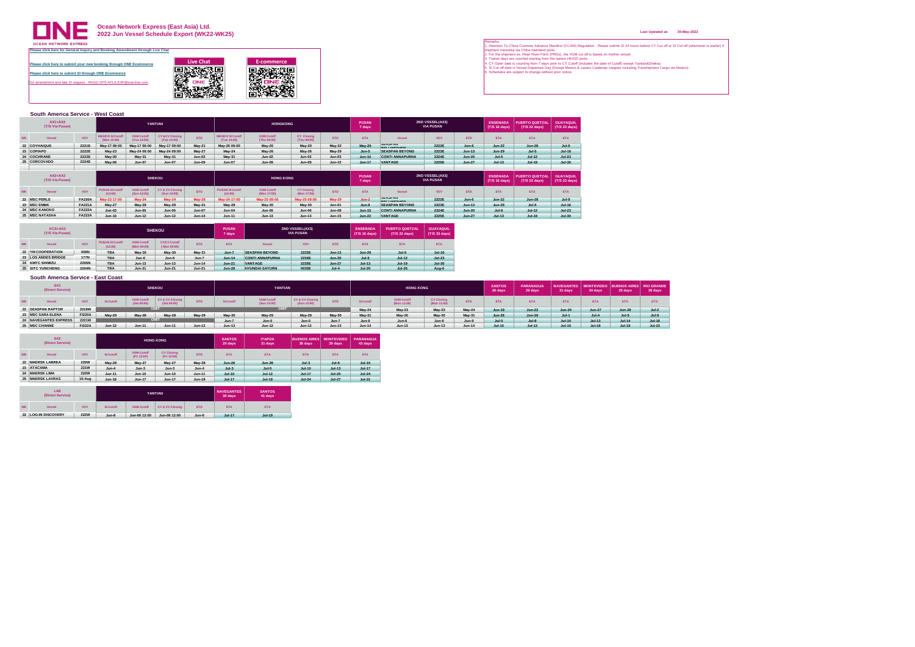# Ocean Network Express (East Asia) Ltd.

## 2022 Jun Vessel Schedule Export (WK22-WK25)

Last Updated at: 20-May-2022

Please click here for General Inquiry and Booking Amendment through Live Chat

Please click here to submit your new booking through ONE Ecommerce

Please click here to submit SI through ONE Ecommerce

S/I amendment and late SI request : HKGD.OFS.AFLA.EXP@one-line.com

Live Chat

E-commerce

Remarks:
1. Attention To China Customs Advance Manifest (CCAM) Regulation : Please submit SI 24 hours before CY Cut off or SI Cut off (whichever is earlier) if shipment transship via China mainland ports.
2. For the shipment ex. Pearl River Ports (PRDs), the VGM cut off is based on mother vessel.
3. Transit days are counted starting from the lastest HKGD ports.
4. CY Open date is counting from 7 days prior to CY Cutoff (includes the date of Cutoff) except Yantian&Shekou
5. SI Cut off date is Vessel Departure Day (Except Mexico & Lazaro Cardenas cargoes including Transhipment Cargo via Mexico).
6. Schedules are subject to change without prior notice.

### South America Service - West Coast

| AX1+AX3 (T/S Via Pusan) | | YANTIAN | | | | HONGKONG | | | | PUSAN 7 days | 2ND VSSSEL(AX3) VIA PUSAN | | | ENSENADA (T/S 16 days) | PUERTO QUETZAL (T/S 22 days) | GUAYAQUIL (T/S 33 days) |
|---|---|---|---|---|---|---|---|---|---|---|---|---|---|---|---|---|
| WK Vessel | VOY | MEXICO SI Cutoff (Mon 10:00) | VGM Cutoff (Tue 12:00) | CY &CV Closing (Tue 12:00) | ETD | MEXICO SI Cutoff (Tue 10:00) | VGM Cutoff (Thu 09:00) | CY Closing (Thu 09:00) | ETD | ETA | Vessel | VOY | ETD | ETA | ETA | ETA |
| 22 COYHAIQUE | 2221E | May-17 09:00 | May-17 09:00 | May-17 09:00 | May-21 | May-20 09:00 | May-20 | May-20 | May-22 | May-29 | SEASPAN BEYONDER | 2222E | Jun-6 | Jun-22 | Jun-28 | Jul-9 |
| 23 COPIAPO | 2222E | May-23 | May-24 09:00 | May-24 09:00 | May-27 | May-24 | May-26 | May-26 | May-29 | Jun-5 | SEASPAN BEYOND | 2223E | Jun-13 | Jun-29 | Jul-5 | Jul-16 |
| 24 COCHRANE | 2223E | May-30 | May-31 | May-31 | Jun-02 | May-31 | Jun-02 | Jun-02 | Jun-03 | Jun-10 | CONTI ANNAPURNA | 2224E | Jun-20 | Jul-6 | Jul-12 | Jul-23 |
| 25 CORCOVADO | 2224E | May-06 | Jun-07 | Jun-07 | Jun-09 | Jun-07 | Jun-09 | Jun-09 | Jun-10 | Jun-17 | VANTAGE | 2225E | Jun-27 | Jul-13 | Jul-19 | Jul-30 |

| AX2+AX3 (T/S Via Pusan) | | SHEKOU | | | | HONG KONG | | | | PUSAN 7 days | 2ND VSSSEL(AX3) VIA PUSAN | | | ENSENADA (T/S 16 days) | PUERTO QUETZAL (T/S 22 days) | GUAYAQUIL (T/S 33 days) |
|---|---|---|---|---|---|---|---|---|---|---|---|---|---|---|---|---|
| WK Vessel | VOY | PUSAN SI Cutoff (12:00) | VGM Cutoff (Sun 12:00) | CY & CV Closing (Sun 12:00) | ETD | PUSAN SI Cutoff (12:00) | VGM Cutoff (Mon 17:00) | CY Closing (Mon 17:00) | ETD | ETA | Vessel | VOY | ETD | ETA | ETA | ETA |
| 22 MSC PERLE | FA220A | May-23 17:00 | May-24 | May-24 | May-28 | May-24 17:00 | May-25 09:00 | May-25 09:00 | May-29 | Jun-2 | SEASPAN BEYONDER | 2222E | Jun-6 | Jun-22 | Jun-28 | Jul-9 |
| 23 MSC EMMA | FA221A | May-27 | May-29 | May-29 | May-31 | May-28 | May-30 | May-30 | Jun-01 | Jun-8 | SEASPAN BEYOND | 2223E | Jun-13 | Jun-29 | Jul-5 | Jul-16 |
| 24 MSC KANOKO | FA222A | Jun-03 | Jun-05 | Jun-05 | Jun-07 | Jun-04 | Jun-06 | Jun-06 | Jun-08 | Jun-15 | CONTI ANNAPURNA | 2224E | Jun-20 | Jul-6 | Jul-12 | Jul-23 |
| 25 MSC NATASHA | FA223A | Jun-10 | Jun-12 | Jun-12 | Jun-14 | Jun-11 | Jun-13 | Jun-13 | Jun-15 | Jun-22 | VANTAGE | 2225E | Jun-27 | Jul-13 | Jul-19 | Jul-30 |

| KCS+AX3 (T/S Via Pusan) | | SHEKOU | | | | PUSAN 7 days | 2ND VSSSEL(AX3) VIA PUSAN | | | ENSENADA (T/S 16 days) | PUERTO QUETZAL (T/S 22 days) | GUAYAQUIL (T/S 33 days) |
|---|---|---|---|---|---|---|---|---|---|---|---|---|
| WK Vessel | VOY | PUSAN SI Cutoff (12:00) | VGM Cutoff (Mon 09:00) | CY/CV Cutoff (Mon 09:00) | ETD | ETA | Vessel | VOY | ETD | ETA | ETA | ETA |
| 22 YM COOPERATION | 008N | TBA | May-30 | May-30 | May-31 | Jun-7 | SEASPAN BEYOND | 2223E | Jun-13 | Jun-29 | Jul-5 | Jul-16 |
| 23 LOS ANDES BRIDGE | 177N | TBA | Jun-6 | Jun-6 | Jun-7 | Jun-14 | CONTI ANNAPURNA | 2224E | Jun-20 | Jul-6 | Jul-12 | Jul-23 |
| 24 KMTC SHIMIZU | 2205N | TBA | Jun-13 | Jun-13 | Jun-14 | Jun-21 | VANTAGE | 2225E | Jun-27 | Jul-13 | Jul-19 | Jul-30 |
| 25 SITC YUNCHENG | 2204N | TBA | Jun-21 | Jun-21 | Jun-21 | Jun-28 | HYUNDAI SATURN | 0033E | Jul-4 | Jul-20 | Jul-26 | Aug-6 |

### South America Service - East Coast

| SX1 (Direct Service) | | SHEKOU | | | | YANTIAN | | | | HONG KONG | | | | SANTOS 26 days | PARANAGUA 29 days | NAVEGANTES 31 days | MONTEVIDEO 34 days | BUENOS AIRES 35 days | RIO GRANDE 39 days |
|---|---|---|---|---|---|---|---|---|---|---|---|---|---|---|---|---|---|---|---|
| WK Vessel | VOY | SI Cutoff | VGM Cutoff (Sat 09:00) | CY & CV Closing (Sat 09:00) | ETD | SI Cutoff | VGM Cutoff (Sun 12:00) | CY & CV Closing (Sun 12:00) | ETD | SI Cutoff | VGM Cutoff (Mon 11:00) | CY Closing (Mon 11:00) | ETD | ETA | ETA | ETA | ETA | ETA | ETA |
| 22 SEASPAN RAPTOR | 2219W | OMIT | | | | OMIT | | | | May-24 | May-23 | May-23 | May-24 | Jun-19 | Jun-22 | Jun-24 | Jun-27 | Jun-28 | Jul-2 |
| 23 MSC SARA ELENA | FI220A | May-29 | May-28 | May-28 | May-29 | May-30 | May-29 | May-29 | May-30 | May-31 | May-30 | May-30 | May-31 | Jun-26 | Jun-29 | Jul-1 | Jul-4 | Jul-5 | Jul-9 |
| 24 NAVEGANTES EXPRESS | 2221W | OMIT | | | | Jun-7 | Jun-5 | Jun-5 | Jun-7 | Jun-9 | Jun-6 | Jun-6 | Jun-9 | Jul-5 | Jul-8 | Jul-10 | Jul-13 | Jul-14 | Jul-18 |
| 25 MSC CHANNE | FI222A | Jun-12 | Jun-11 | Jun-11 | Jun-12 | Jun-13 | Jun-12 | Jun-12 | Jun-13 | Jun-14 | Jun-13 | Jun-13 | Jun-14 | Jul-10 | Jul-13 | Jul-15 | Jul-18 | Jul-19 | Jul-23 |

| SX2 (Direct Service) | | HONG KONG | | | | SANTOS 29 days | ITAPOA 31 days | BUENOS AIRES 36 days | MONTEVIDEO 39 days | PARANAGUA 43 days |
|---|---|---|---|---|---|---|---|---|---|---|
| WK Vessel | VOY | SI Cutoff | VGM Cutoff (Fri 12:00) | CY Closing (Fri 12:00) | ETD | ETA | ETA | ETA | ETA | ETA |
| 22 MAERSK LABREA | 220W | May-28 | May-27 | May-27 | May-28 | Jun-26 | Jun-28 | Jul-3 | Jul-6 | Jul-10 |
| 23 ATACAMA | 221W | Jun-4 | Jun-3 | Jun-3 | Jun-4 | Jul-3 | Jul-5 | Jul-10 | Jul-13 | Jul-17 |
| 24 MAERSK LIMA | 222W | Jun-11 | Jun-10 | Jun-10 | Jun-11 | Jul-10 | Jul-12 | Jul-17 | Jul-20 | Jul-24 |
| 25 MAERSK LAVRAS | 10-Aug | Jun-18 | Jun-17 | Jun-17 | Jun-18 | Jul-17 | Jul-19 | Jul-24 | Jul-27 | Jul-31 |

| LAE (Direct Service) | | YANTIAN | | | | NAVEGANTES 39 days | SANTOS 41 days |
|---|---|---|---|---|---|---|---|
| WK Vessel | VOY | SI Cutoff | VGM Cutoff | CY & CV Closing | ETD | ETA | ETA |
| 22 LOG-IN DISCOVERY | 222W | Jun-8 | Jun-06 12:00 | Jun-06 12:00 | Jun-8 | Jul-17 | Jul-19 |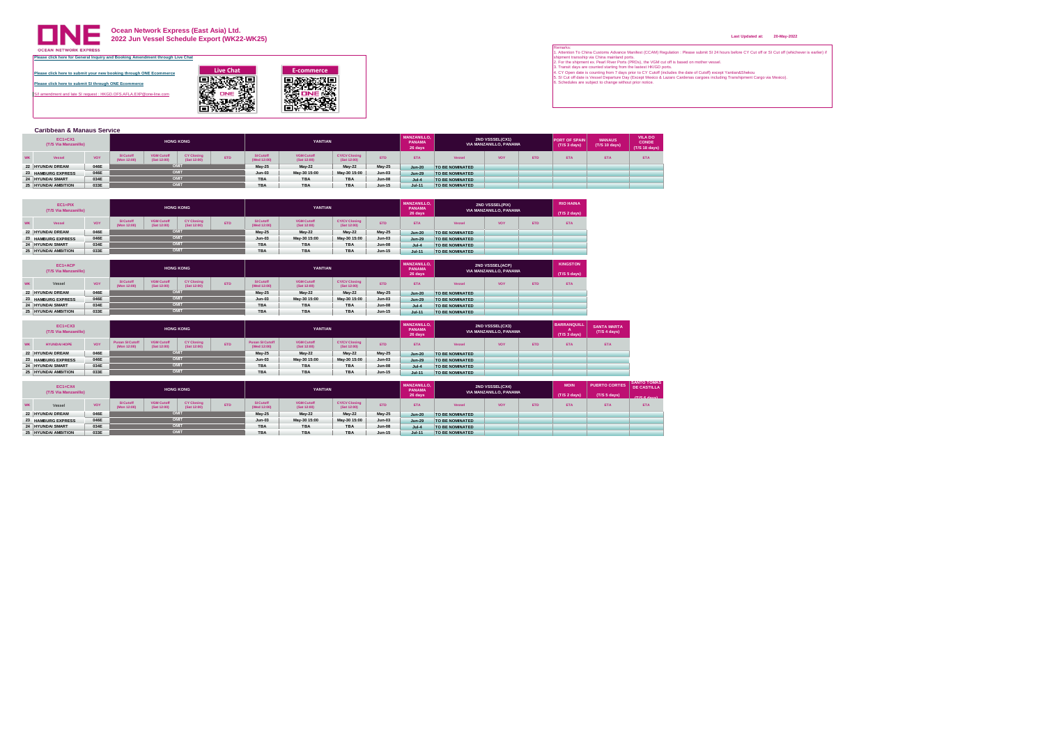# Ocean Network Express (East Asia) Ltd.

## 2022 Jun Vessel Schedule Export (WK22-WK25)

Last Updated at: 20-May-2022

Please click here for General Inquiry and Booking Amendment through Live Chat

Please click here to submit your new booking through ONE Ecommerce

Please click here to submit SI through ONE Ecommerce

SI amendment and late SI request : HKGD.OFS.AFLA.EXP@one-line.com

Live Chat

E-commerce

Remarks:
1. Attention To China Customs Advance Manifest (CCAM) Regulation : Please submit SI 24 hours before CY Cut off or SI Cut off (whichever is earlier) if shipment tranship via China mainland ports.
2. For the shipment ex. Pearl River Ports (PRDs), the VGM cut off is based on mother vessel.
3. Transit days are counted starting from the lastest HKGD ports.
4. CY Open date is counting from 7 days prior to CY Cutoff (includes the date of Cutoff) except Yantian&Shekou
5. SI Cut off date is Vessel Departure Day (Except Mexico & Lazaro Cardenas cargoes including Transhipment Cargo via Mexico).
6. Schedules are subject to change without prior notice.

### Caribbean & Manaus Service

| EC1+CX1 (T/S Via Manzanillo) | | HONG KONG | | | | YANTIAN | | | | MANZANILLO, PANAMA 26 days | 2ND VSSSEL(CX1) VIA MANZANILLO, PANAMA | | | PORT OF SPAIN (T/S 3 days) | MANAUS (T/S 10 days) | VILA DO CONDE (T/S 18 days) |
|---|---|---|---|---|---|---|---|---|---|---|---|---|---|---|---|---|
| WK Vessel | VOY | SI Cutoff (Mon 12:00) | VGM Cutoff (Sat 12:00) | CY Closing (Sat 12:00) | ETD | SI Cutoff (Wed 12:00) | VGM Cutoff (Sat 12:00) | CY/CV Closing (Sat 12:00) | ETD | ETA | Vessel | VOY | ETD | ETA | ETA | ETA |
| 22 HYUNDAI DREAM | 046E | OMIT | | | | May-25 | May-22 | May-22 | May-25 | Jun-20 | TO BE NOMINATED | | | | | |
| 23 HAMBURG EXPRESS | 046E | OMIT | | | | Jun-03 | May-30 15:00 | May-30 15:00 | Jun-03 | Jun-29 | TO BE NOMINATED | | | | | |
| 24 HYUNDAI SMART | 034E | OMIT | | | | TBA | TBA | TBA | Jun-08 | Jul-4 | TO BE NOMINATED | | | | | |
| 25 HYUNDAI AMBITION | 033E | OMIT | | | | TBA | TBA | TBA | Jun-15 | Jul-11 | TO BE NOMINATED | | | | | |

| EC1+PIX (T/S Via Manzanillo) | | HONG KONG | | | | YANTIAN | | | | MANZANILLO, PANAMA 26 days | 2ND VSSSEL(PIX) VIA MANZANILLO, PANAMA | | | RIO HAINA (T/S 2 days) |
|---|---|---|---|---|---|---|---|---|---|---|---|---|---|---|
| WK Vessel | VOY | SI Cutoff (Mon 12:00) | VGM Cutoff (Sat 12:00) | CY Closing (Sat 12:00) | ETD | SI Cutoff (Wed 12:00) | VGM Cutoff (Sat 12:00) | CY/CV Closing (Sat 12:00) | ETD | ETA | Vessel | VOY | ETD | ETA |
| 22 HYUNDAI DREAM | 046E | OMIT | | | | May-25 | May-22 | May-22 | May-25 | Jun-20 | TO BE NOMINATED | | | |
| 23 HAMBURG EXPRESS | 046E | OMIT | | | | Jun-03 | May-30 15:00 | May-30 15:00 | Jun-03 | Jun-29 | TO BE NOMINATED | | | |
| 24 HYUNDAI SMART | 034E | OMIT | | | | TBA | TBA | TBA | Jun-08 | Jul-4 | TO BE NOMINATED | | | |
| 25 HYUNDAI AMBITION | 033E | OMIT | | | | TBA | TBA | TBA | Jun-15 | Jul-11 | TO BE NOMINATED | | | |

| EC1+ACP (T/S Via Manzanillo) | | HONG KONG | | | | YANTIAN | | | | MANZANILLO, PANAMA 26 days | 2ND VSSSEL(ACP) VIA MANZANILLO, PANAMA | | | KINGSTON (T/S 5 days) |
|---|---|---|---|---|---|---|---|---|---|---|---|---|---|---|
| WK Vessel | VOY | SI Cutoff (Mon 12:00) | VGM Cutoff (Sat 12:00) | CY Closing (Sat 12:00) | ETD | SI Cutoff (Wed 12:00) | VGM Cutoff (Sat 12:00) | CY/CV Closing (Sat 12:00) | ETD | ETA | Vessel | VOY | ETD | ETA |
| 22 HYUNDAI DREAM | 046E | OMIT | | | | May-25 | May-22 | May-22 | May-25 | Jun-20 | TO BE NOMINATED | | | |
| 23 HAMBURG EXPRESS | 046E | OMIT | | | | Jun-03 | May-30 15:00 | May-30 15:00 | Jun-03 | Jun-29 | TO BE NOMINATED | | | |
| 24 HYUNDAI SMART | 034E | OMIT | | | | TBA | TBA | TBA | Jun-08 | Jul-4 | TO BE NOMINATED | | | |
| 25 HYUNDAI AMBITION | 033E | OMIT | | | | TBA | TBA | TBA | Jun-15 | Jul-11 | TO BE NOMINATED | | | |

| EC1+CX3 (T/S Via Manzanillo) | | HONG KONG | | | | YANTIAN | | | | MANZANILLO, PANAMA 26 days | 2ND VSSSEL(CX3) VIA MANZANILLO, PANAMA | | | BARRANQUILLA (T/S 3 days) | SANTA MARTA (T/S 4 days) |
|---|---|---|---|---|---|---|---|---|---|---|---|---|---|---|---|
| WK HYUNDAI HOPE | VOY | Pusan SI Cutoff (Mon 12:00) | VGM Cutoff (Sat 12:00) | CY Closing (Sat 12:00) | ETD | Pusan SI Cutoff (Wed 12:00) | VGM Cutoff (Sat 12:00) | CY/CV Closing (Sat 12:00) | ETD | ETA | Vessel | VOY | ETD | ETA | ETA |
| 22 HYUNDAI DREAM | 046E | OMIT | | | | May-25 | May-22 | May-22 | May-25 | Jun-20 | TO BE NOMINATED | | | | |
| 23 HAMBURG EXPRESS | 046E | OMIT | | | | Jun-03 | May-30 15:00 | May-30 15:00 | Jun-03 | Jun-29 | TO BE NOMINATED | | | | |
| 24 HYUNDAI SMART | 034E | OMIT | | | | TBA | TBA | TBA | Jun-08 | Jul-4 | TO BE NOMINATED | | | | |
| 25 HYUNDAI AMBITION | 033E | OMIT | | | | TBA | TBA | TBA | Jun-15 | Jul-11 | TO BE NOMINATED | | | | |

| EC1+CX4 (T/S Via Manzanillo) | | HONG KONG | | | | YANTIAN | | | | MANZANILLO, PANAMA 26 days | 2ND VSSSEL(CX4) VIA MANZANILLO, PANAMA | | | MOIN (T/S 2 days) | PUERTO CORTES (T/S 5 days) | SANTO TOMAS DE CASTILLA (T/S 6 days) |
|---|---|---|---|---|---|---|---|---|---|---|---|---|---|---|---|---|
| WK Vessel | VOY | SI Cutoff (Mon 12:00) | VGM Cutoff (Sat 12:00) | CY Closing (Sat 12:00) | ETD | SI Cutoff (Wed 12:00) | VGM Cutoff (Sat 12:00) | CY/CV Closing (Sat 12:00) | ETD | ETA | Vessel | VOY | ETD | ETA | ETA | ETA |
| 22 HYUNDAI DREAM | 046E | OMIT | | | | May-25 | May-22 | May-22 | May-25 | Jun-20 | TO BE NOMINATED | | | | | |
| 23 HAMBURG EXPRESS | 046E | OMIT | | | | Jun-03 | May-30 15:00 | May-30 15:00 | Jun-03 | Jun-29 | TO BE NOMINATED | | | | | |
| 24 HYUNDAI SMART | 034E | OMIT | | | | TBA | TBA | TBA | Jun-08 | Jul-4 | TO BE NOMINATED | | | | | |
| 25 HYUNDAI AMBITION | 033E | OMIT | | | | TBA | TBA | TBA | Jun-15 | Jul-11 | TO BE NOMINATED | | | | | |